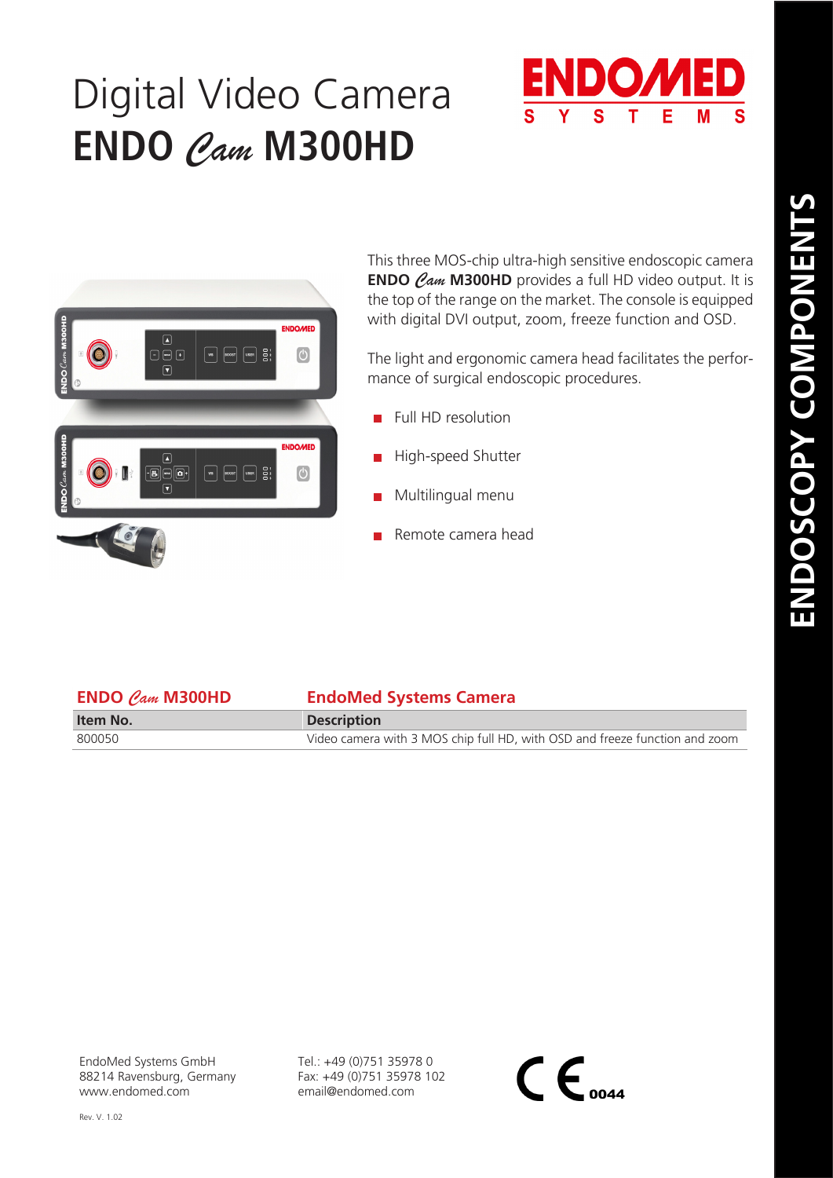# Digital Video Camera
# **ENDO *Cam* M300HD**

ENDOMED SYSTEMS

ENDOSCOPY COMPONENTS

This three MOS-chip ultra-high sensitive endoscopic camera **ENDO *Cam* M300HD** provides a full HD video output. It is the top of the range on the market. The console is equipped with digital DVI output, zoom, freeze function and OSD.

The light and ergonomic camera head facilitates the performance of surgical endoscopic procedures.

- Full HD resolution
- High-speed Shutter
- Multilingual menu
- Remote camera head

| ENDO *Cam* M300HD | EndoMed Systems Camera |
|---|---|
| **Item No.** | **Description** |
| 800050 | Video camera with 3 MOS chip full HD, with OSD and freeze function and zoom |

EndoMed Systems GmbH
88214 Ravensburg, Germany
www.endomed.com

Tel.: +49 (0)751 35978 0
Fax: +49 (0)751 35978 102
email@endomed.com

CE 0044

Rev. V. 1.02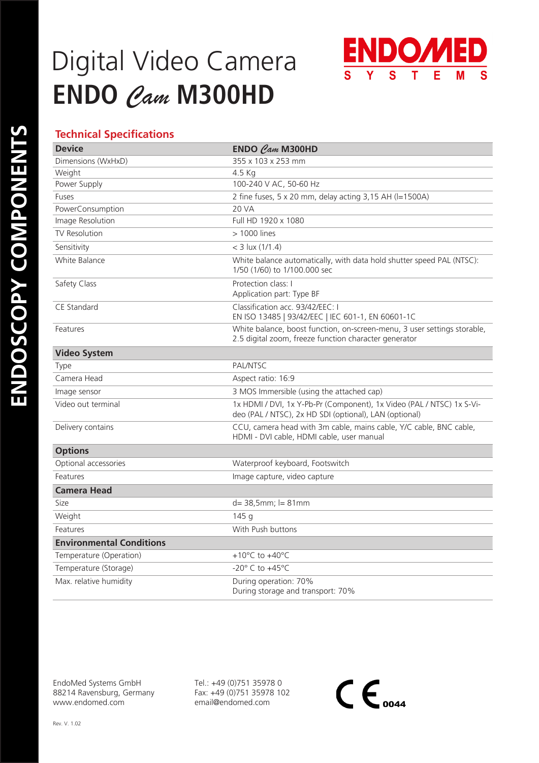ENDOSCOPY COMPONENTS

# Digital Video Camera
# ENDO *Cam* M300HD

ENDOMED SYSTEMS

## Technical Specifications

| Device | ENDO *Cam* M300HD |
|---|---|
| Dimensions (WxHxD) | 355 x 103 x 253 mm |
| Weight | 4.5 Kg |
| Power Supply | 100-240 V AC, 50-60 Hz |
| Fuses | 2 fine fuses, 5 x 20 mm, delay acting 3,15 AH (I=1500A) |
| PowerConsumption | 20 VA |
| Image Resolution | Full HD 1920 x 1080 |
| TV Resolution | > 1000 lines |
| Sensitivity | < 3 lux (1/1.4) |
| White Balance | White balance automatically, with data hold shutter speed PAL (NTSC): 1/50 (1/60) to 1/100.000 sec |
| Safety Class | Protection class: I<br>Application part: Type BF |
| CE Standard | Classification acc. 93/42/EEC: I<br>EN ISO 13485 \| 93/42/EEC \| IEC 601-1, EN 60601-1C |
| Features | White balance, boost function, on-screen-menu, 3 user settings storable, 2.5 digital zoom, freeze function character generator |
| **Video System** | |
| Type | PAL/NTSC |
| Camera Head | Aspect ratio: 16:9 |
| Image sensor | 3 MOS Immersible (using the attached cap) |
| Video out terminal | 1x HDMI / DVI, 1x Y-Pb-Pr (Component), 1x Video (PAL / NTSC) 1x S-Video (PAL / NTSC), 2x HD SDI (optional), LAN (optional) |
| Delivery contains | CCU, camera head with 3m cable, mains cable, Y/C cable, BNC cable, HDMI - DVI cable, HDMI cable, user manual |
| **Options** | |
| Optional accessories | Waterproof keyboard, Footswitch |
| Features | Image capture, video capture |
| **Camera Head** | |
| Size | d= 38,5mm; l= 81mm |
| Weight | 145 g |
| Features | With Push buttons |
| **Environmental Conditions** | |
| Temperature (Operation) | +10°C to +40°C |
| Temperature (Storage) | -20° C to +45°C |
| Max. relative humidity | During operation: 70%<br>During storage and transport: 70% |

EndoMed Systems GmbH
88214 Ravensburg, Germany
www.endomed.com

Tel.: +49 (0)751 35978 0
Fax: +49 (0)751 35978 102
email@endomed.com

CE 0044

Rev. V. 1.02